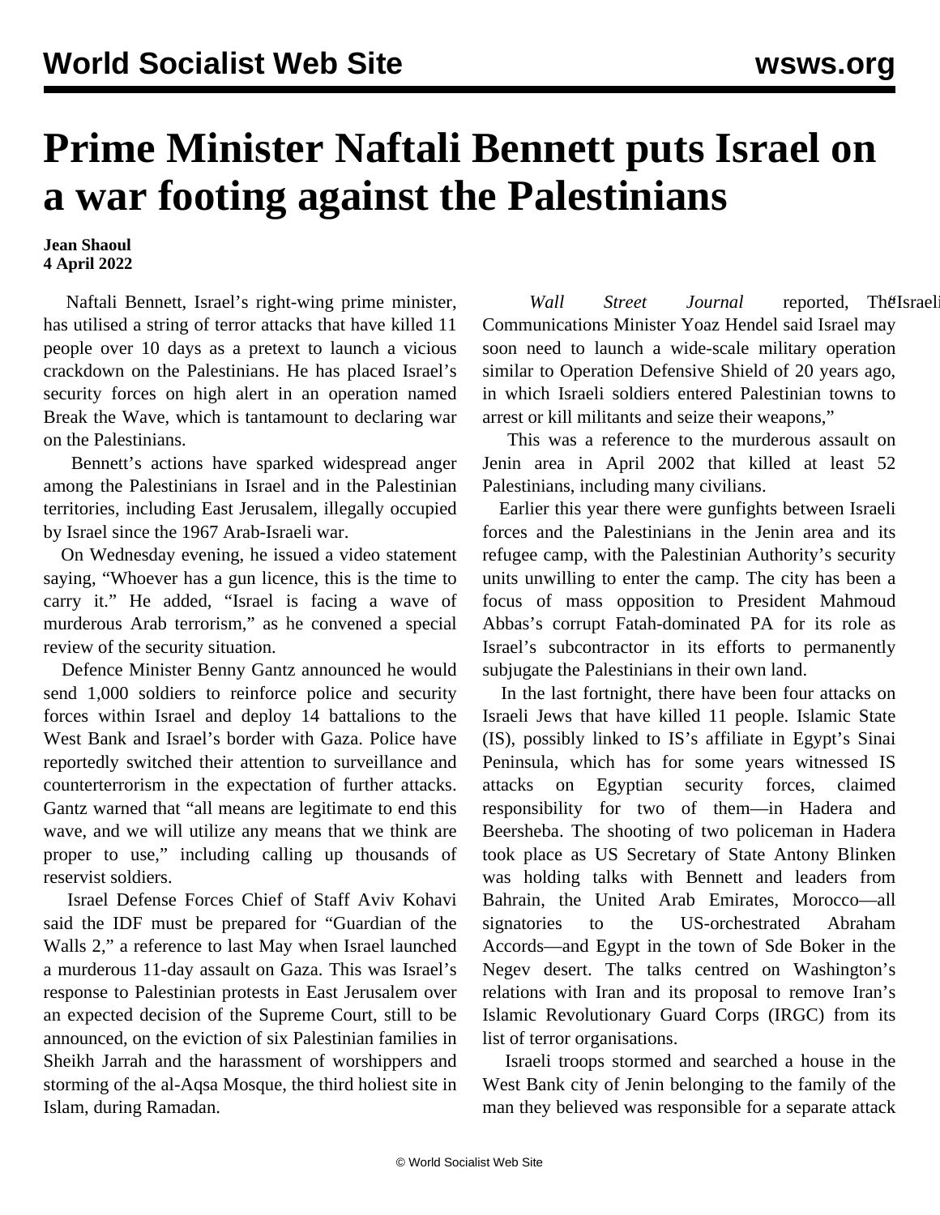# Prime Minister Naftali Bennett puts Israel on a war footing against the Palestinians

**Jean Shaoul**
**4 April 2022**

Naftali Bennett, Israel's right-wing prime minister, has utilised a string of terror attacks that have killed 11 people over 10 days as a pretext to launch a vicious crackdown on the Palestinians. He has placed Israel's security forces on high alert in an operation named Break the Wave, which is tantamount to declaring war on the Palestinians.

Bennett's actions have sparked widespread anger among the Palestinians in Israel and in the Palestinian territories, including East Jerusalem, illegally occupied by Israel since the 1967 Arab-Israeli war.

On Wednesday evening, he issued a video statement saying, "Whoever has a gun licence, this is the time to carry it." He added, "Israel is facing a wave of murderous Arab terrorism," as he convened a special review of the security situation.

Defence Minister Benny Gantz announced he would send 1,000 soldiers to reinforce police and security forces within Israel and deploy 14 battalions to the West Bank and Israel's border with Gaza. Police have reportedly switched their attention to surveillance and counterterrorism in the expectation of further attacks. Gantz warned that "all means are legitimate to end this wave, and we will utilize any means that we think are proper to use," including calling up thousands of reservist soldiers.

Israel Defense Forces Chief of Staff Aviv Kohavi said the IDF must be prepared for "Guardian of the Walls 2," a reference to last May when Israel launched a murderous 11-day assault on Gaza. This was Israel's response to Palestinian protests in East Jerusalem over an expected decision of the Supreme Court, still to be announced, on the eviction of six Palestinian families in Sheikh Jarrah and the harassment of worshippers and storming of the al-Aqsa Mosque, the third holiest site in Islam, during Ramadan.

*Wall Street Journal* reported, "The Israeli Communications Minister Yoaz Hendel said Israel may soon need to launch a wide-scale military operation similar to Operation Defensive Shield of 20 years ago, in which Israeli soldiers entered Palestinian towns to arrest or kill militants and seize their weapons,"

This was a reference to the murderous assault on Jenin area in April 2002 that killed at least 52 Palestinians, including many civilians.

Earlier this year there were gunfights between Israeli forces and the Palestinians in the Jenin area and its refugee camp, with the Palestinian Authority's security units unwilling to enter the camp. The city has been a focus of mass opposition to President Mahmoud Abbas's corrupt Fatah-dominated PA for its role as Israel's subcontractor in its efforts to permanently subjugate the Palestinians in their own land.

In the last fortnight, there have been four attacks on Israeli Jews that have killed 11 people. Islamic State (IS), possibly linked to IS's affiliate in Egypt's Sinai Peninsula, which has for some years witnessed IS attacks on Egyptian security forces, claimed responsibility for two of them—in Hadera and Beersheba. The shooting of two policeman in Hadera took place as US Secretary of State Antony Blinken was holding talks with Bennett and leaders from Bahrain, the United Arab Emirates, Morocco—all signatories to the US-orchestrated Abraham Accords—and Egypt in the town of Sde Boker in the Negev desert. The talks centred on Washington's relations with Iran and its proposal to remove Iran's Islamic Revolutionary Guard Corps (IRGC) from its list of terror organisations.

Israeli troops stormed and searched a house in the West Bank city of Jenin belonging to the family of the man they believed was responsible for a separate attack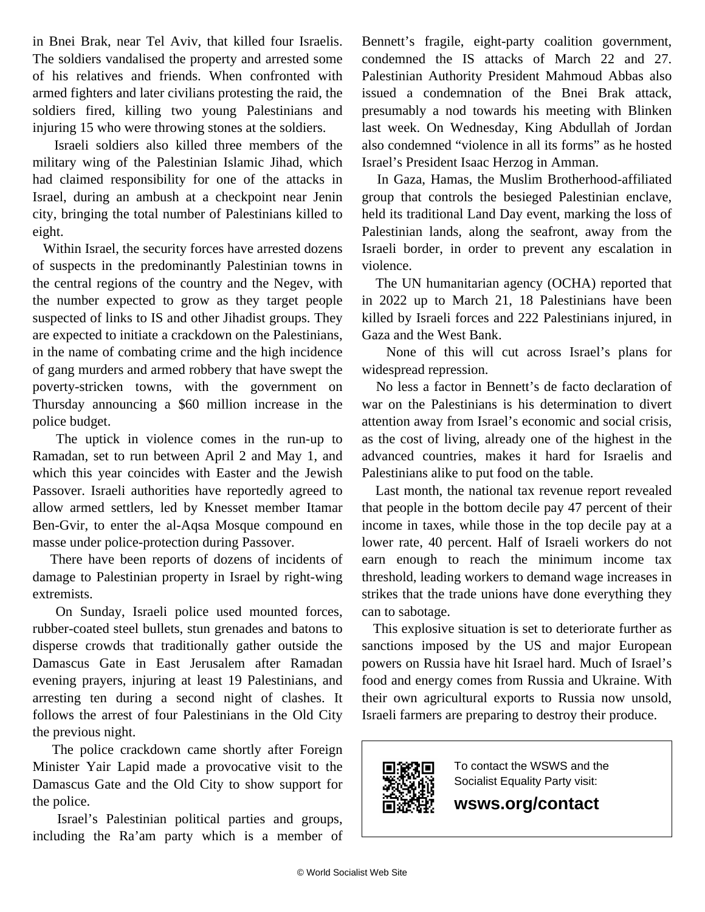in Bnei Brak, near Tel Aviv, that killed four Israelis. The soldiers vandalised the property and arrested some of his relatives and friends. When confronted with armed fighters and later civilians protesting the raid, the soldiers fired, killing two young Palestinians and injuring 15 who were throwing stones at the soldiers.

Israeli soldiers also killed three members of the military wing of the Palestinian Islamic Jihad, which had claimed responsibility for one of the attacks in Israel, during an ambush at a checkpoint near Jenin city, bringing the total number of Palestinians killed to eight.

Within Israel, the security forces have arrested dozens of suspects in the predominantly Palestinian towns in the central regions of the country and the Negev, with the number expected to grow as they target people suspected of links to IS and other Jihadist groups. They are expected to initiate a crackdown on the Palestinians, in the name of combating crime and the high incidence of gang murders and armed robbery that have swept the poverty-stricken towns, with the government on Thursday announcing a $60 million increase in the police budget.

The uptick in violence comes in the run-up to Ramadan, set to run between April 2 and May 1, and which this year coincides with Easter and the Jewish Passover. Israeli authorities have reportedly agreed to allow armed settlers, led by Knesset member Itamar Ben-Gvir, to enter the al-Aqsa Mosque compound en masse under police-protection during Passover.

There have been reports of dozens of incidents of damage to Palestinian property in Israel by right-wing extremists.

On Sunday, Israeli police used mounted forces, rubber-coated steel bullets, stun grenades and batons to disperse crowds that traditionally gather outside the Damascus Gate in East Jerusalem after Ramadan evening prayers, injuring at least 19 Palestinians, and arresting ten during a second night of clashes. It follows the arrest of four Palestinians in the Old City the previous night.

The police crackdown came shortly after Foreign Minister Yair Lapid made a provocative visit to the Damascus Gate and the Old City to show support for the police.

Israel's Palestinian political parties and groups, including the Ra'am party which is a member of Bennett's fragile, eight-party coalition government, condemned the IS attacks of March 22 and 27. Palestinian Authority President Mahmoud Abbas also issued a condemnation of the Bnei Brak attack, presumably a nod towards his meeting with Blinken last week. On Wednesday, King Abdullah of Jordan also condemned "violence in all its forms" as he hosted Israel's President Isaac Herzog in Amman.

In Gaza, Hamas, the Muslim Brotherhood-affiliated group that controls the besieged Palestinian enclave, held its traditional Land Day event, marking the loss of Palestinian lands, along the seafront, away from the Israeli border, in order to prevent any escalation in violence.

The UN humanitarian agency (OCHA) reported that in 2022 up to March 21, 18 Palestinians have been killed by Israeli forces and 222 Palestinians injured, in Gaza and the West Bank.

None of this will cut across Israel's plans for widespread repression.

No less a factor in Bennett's de facto declaration of war on the Palestinians is his determination to divert attention away from Israel's economic and social crisis, as the cost of living, already one of the highest in the advanced countries, makes it hard for Israelis and Palestinians alike to put food on the table.

Last month, the national tax revenue report revealed that people in the bottom decile pay 47 percent of their income in taxes, while those in the top decile pay at a lower rate, 40 percent. Half of Israeli workers do not earn enough to reach the minimum income tax threshold, leading workers to demand wage increases in strikes that the trade unions have done everything they can to sabotage.

This explosive situation is set to deteriorate further as sanctions imposed by the US and major European powers on Russia have hit Israel hard. Much of Israel's food and energy comes from Russia and Ukraine. With their own agricultural exports to Russia now unsold, Israeli farmers are preparing to destroy their produce.

To contact the WSWS and the Socialist Equality Party visit:

**wsws.org/contact**